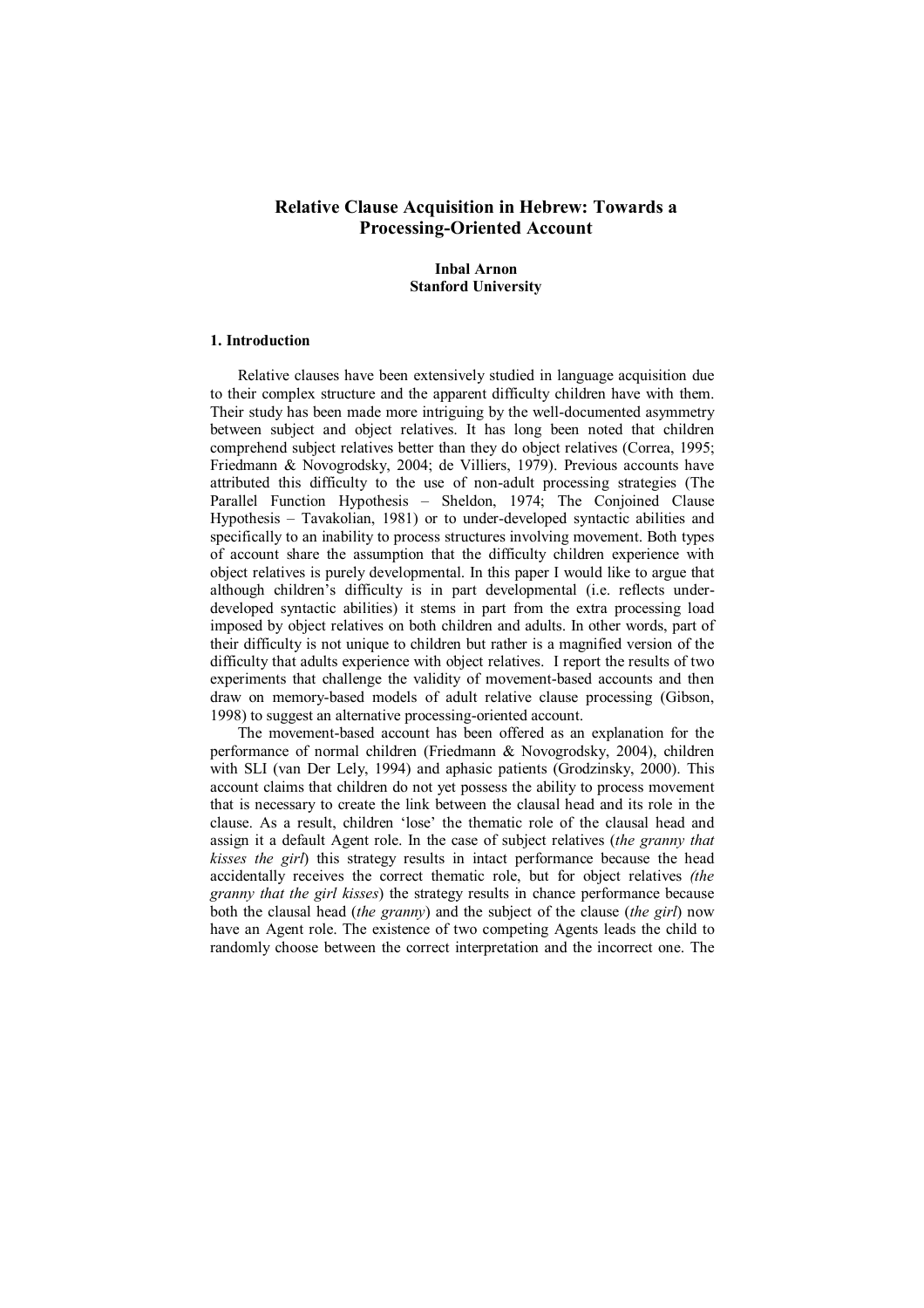# Relative Clause Acquisition in Hebrew: Towards a Processing-Oriented Account

**Inbal Arnon**
**Stanford University**

## 1. Introduction

Relative clauses have been extensively studied in language acquisition due to their complex structure and the apparent difficulty children have with them. Their study has been made more intriguing by the well-documented asymmetry between subject and object relatives. It has long been noted that children comprehend subject relatives better than they do object relatives (Correa, 1995; Friedmann & Novogrodsky, 2004; de Villiers, 1979). Previous accounts have attributed this difficulty to the use of non-adult processing strategies (The Parallel Function Hypothesis – Sheldon, 1974; The Conjoined Clause Hypothesis – Tavakolian, 1981) or to under-developed syntactic abilities and specifically to an inability to process structures involving movement. Both types of account share the assumption that the difficulty children experience with object relatives is purely developmental. In this paper I would like to argue that although children's difficulty is in part developmental (i.e. reflects under-developed syntactic abilities) it stems in part from the extra processing load imposed by object relatives on both children and adults. In other words, part of their difficulty is not unique to children but rather is a magnified version of the difficulty that adults experience with object relatives. I report the results of two experiments that challenge the validity of movement-based accounts and then draw on memory-based models of adult relative clause processing (Gibson, 1998) to suggest an alternative processing-oriented account.

The movement-based account has been offered as an explanation for the performance of normal children (Friedmann & Novogrodsky, 2004), children with SLI (van Der Lely, 1994) and aphasic patients (Grodzinsky, 2000). This account claims that children do not yet possess the ability to process movement that is necessary to create the link between the clausal head and its role in the clause. As a result, children 'lose' the thematic role of the clausal head and assign it a default Agent role. In the case of subject relatives (*the granny that kisses the girl*) this strategy results in intact performance because the head accidentally receives the correct thematic role, but for object relatives *(the granny that the girl kisses*) the strategy results in chance performance because both the clausal head (*the granny*) and the subject of the clause (*the girl*) now have an Agent role. The existence of two competing Agents leads the child to randomly choose between the correct interpretation and the incorrect one. The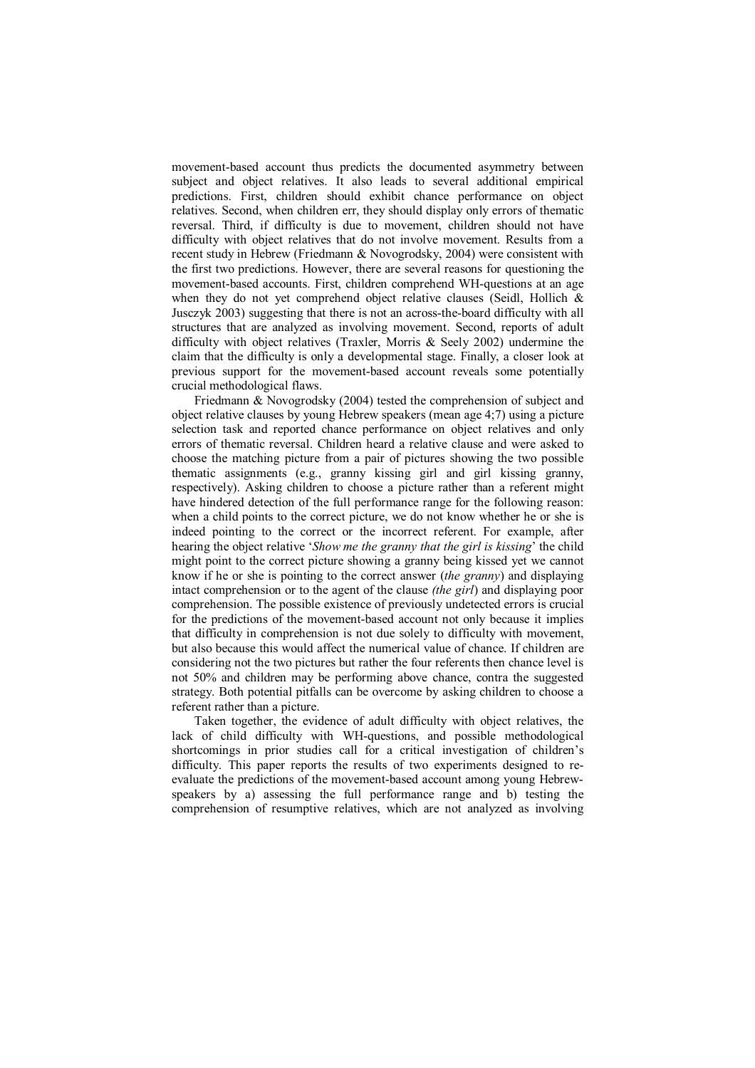movement-based account thus predicts the documented asymmetry between subject and object relatives. It also leads to several additional empirical predictions. First, children should exhibit chance performance on object relatives. Second, when children err, they should display only errors of thematic reversal. Third, if difficulty is due to movement, children should not have difficulty with object relatives that do not involve movement. Results from a recent study in Hebrew (Friedmann & Novogrodsky, 2004) were consistent with the first two predictions. However, there are several reasons for questioning the movement-based accounts. First, children comprehend WH-questions at an age when they do not yet comprehend object relative clauses (Seidl, Hollich & Jusczyk 2003) suggesting that there is not an across-the-board difficulty with all structures that are analyzed as involving movement. Second, reports of adult difficulty with object relatives (Traxler, Morris & Seely 2002) undermine the claim that the difficulty is only a developmental stage. Finally, a closer look at previous support for the movement-based account reveals some potentially crucial methodological flaws.

Friedmann & Novogrodsky (2004) tested the comprehension of subject and object relative clauses by young Hebrew speakers (mean age 4;7) using a picture selection task and reported chance performance on object relatives and only errors of thematic reversal. Children heard a relative clause and were asked to choose the matching picture from a pair of pictures showing the two possible thematic assignments (e.g., granny kissing girl and girl kissing granny, respectively). Asking children to choose a picture rather than a referent might have hindered detection of the full performance range for the following reason: when a child points to the correct picture, we do not know whether he or she is indeed pointing to the correct or the incorrect referent. For example, after hearing the object relative '*Show me the granny that the girl is kissing*' the child might point to the correct picture showing a granny being kissed yet we cannot know if he or she is pointing to the correct answer (*the granny*) and displaying intact comprehension or to the agent of the clause *(the girl)* and displaying poor comprehension. The possible existence of previously undetected errors is crucial for the predictions of the movement-based account not only because it implies that difficulty in comprehension is not due solely to difficulty with movement, but also because this would affect the numerical value of chance. If children are considering not the two pictures but rather the four referents then chance level is not 50% and children may be performing above chance, contra the suggested strategy. Both potential pitfalls can be overcome by asking children to choose a referent rather than a picture.

Taken together, the evidence of adult difficulty with object relatives, the lack of child difficulty with WH-questions, and possible methodological shortcomings in prior studies call for a critical investigation of children's difficulty. This paper reports the results of two experiments designed to re-evaluate the predictions of the movement-based account among young Hebrew-speakers by a) assessing the full performance range and b) testing the comprehension of resumptive relatives, which are not analyzed as involving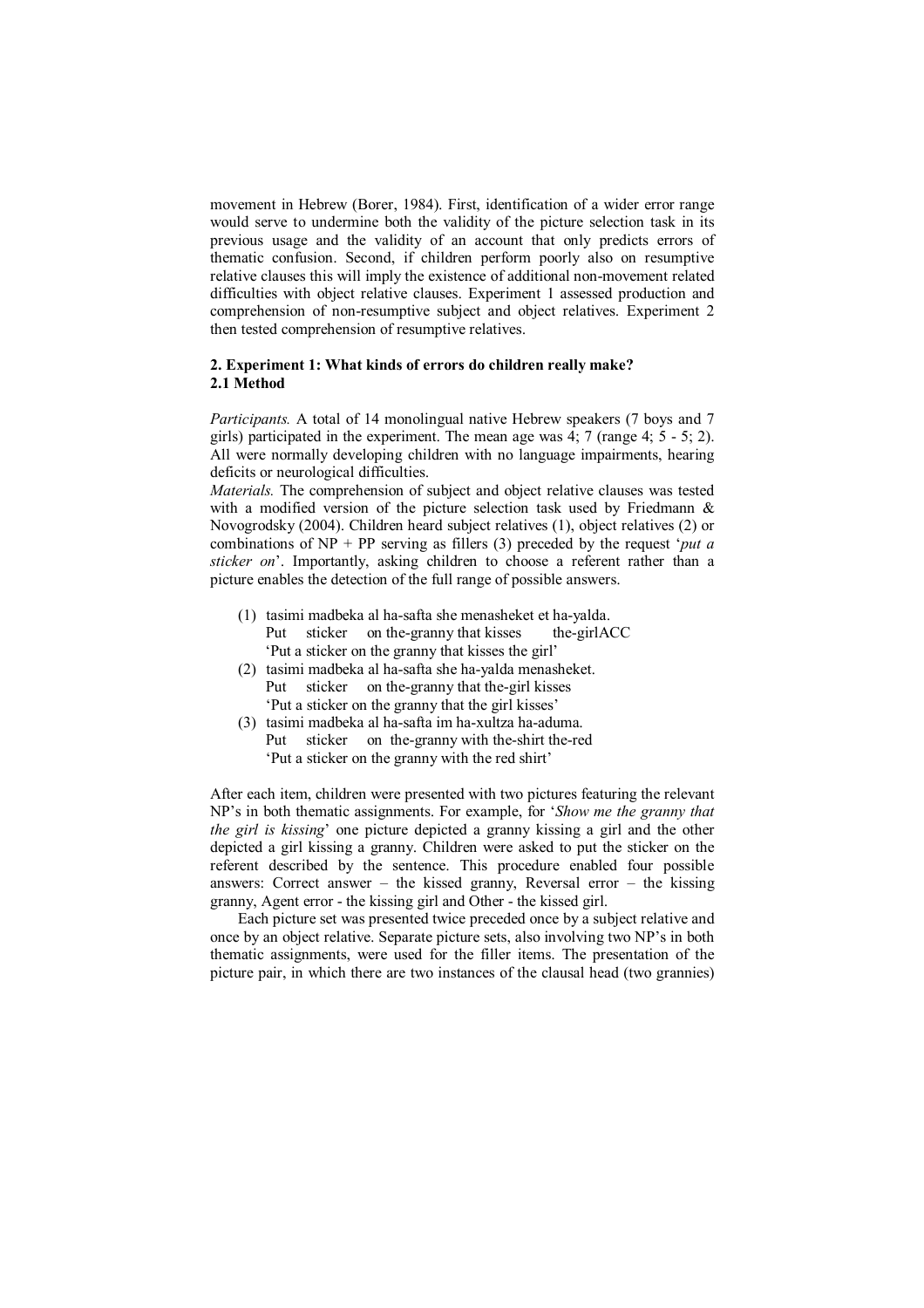movement in Hebrew (Borer, 1984). First, identification of a wider error range would serve to undermine both the validity of the picture selection task in its previous usage and the validity of an account that only predicts errors of thematic confusion. Second, if children perform poorly also on resumptive relative clauses this will imply the existence of additional non-movement related difficulties with object relative clauses. Experiment 1 assessed production and comprehension of non-resumptive subject and object relatives. Experiment 2 then tested comprehension of resumptive relatives.

## 2. Experiment 1: What kinds of errors do children really make?

### 2.1 Method

*Participants.* A total of 14 monolingual native Hebrew speakers (7 boys and 7 girls) participated in the experiment. The mean age was 4; 7 (range 4; 5 - 5; 2). All were normally developing children with no language impairments, hearing deficits or neurological difficulties.

*Materials.* The comprehension of subject and object relative clauses was tested with a modified version of the picture selection task used by Friedmann & Novogrodsky (2004). Children heard subject relatives (1), object relatives (2) or combinations of NP + PP serving as fillers (3) preceded by the request '*put a sticker on*'. Importantly, asking children to choose a referent rather than a picture enables the detection of the full range of possible answers.

(1) tasimi madbeka al ha-safta she menasheket et ha-yalda.
    Put sticker on the-granny that kisses the-girlACC
    'Put a sticker on the granny that kisses the girl'

(2) tasimi madbeka al ha-safta she ha-yalda menasheket.
    Put sticker on the-granny that the-girl kisses
    'Put a sticker on the granny that the girl kisses'

(3) tasimi madbeka al ha-safta im ha-xultza ha-aduma.
    Put sticker on the-granny with the-shirt the-red
    'Put a sticker on the granny with the red shirt'

After each item, children were presented with two pictures featuring the relevant NP's in both thematic assignments. For example, for '*Show me the granny that the girl is kissing*' one picture depicted a granny kissing a girl and the other depicted a girl kissing a granny. Children were asked to put the sticker on the referent described by the sentence. This procedure enabled four possible answers: Correct answer – the kissed granny, Reversal error – the kissing granny, Agent error - the kissing girl and Other - the kissed girl.

Each picture set was presented twice preceded once by a subject relative and once by an object relative. Separate picture sets, also involving two NP's in both thematic assignments, were used for the filler items. The presentation of the picture pair, in which there are two instances of the clausal head (two grannies)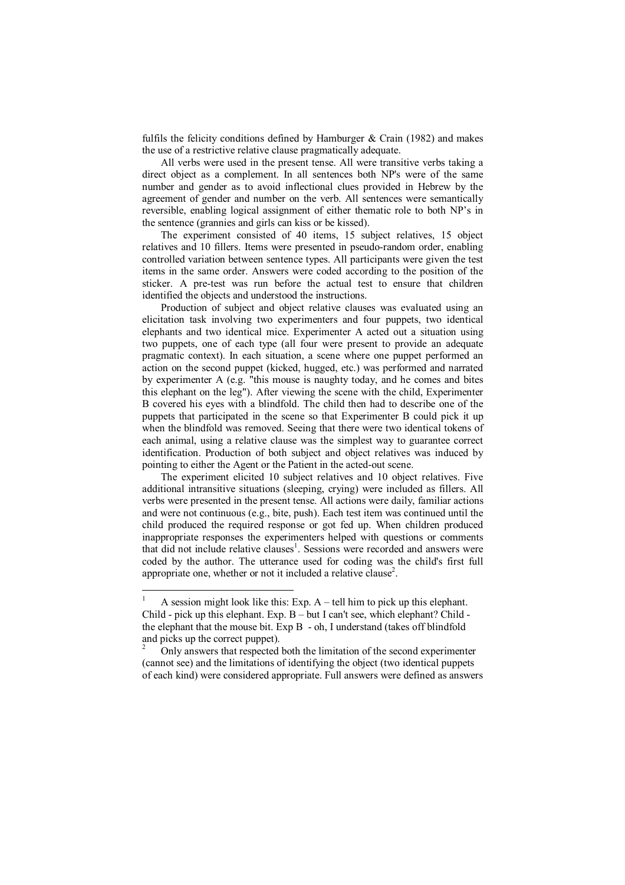fulfils the felicity conditions defined by Hamburger & Crain (1982) and makes the use of a restrictive relative clause pragmatically adequate.

All verbs were used in the present tense. All were transitive verbs taking a direct object as a complement. In all sentences both NP's were of the same number and gender as to avoid inflectional clues provided in Hebrew by the agreement of gender and number on the verb. All sentences were semantically reversible, enabling logical assignment of either thematic role to both NP's in the sentence (grannies and girls can kiss or be kissed).

The experiment consisted of 40 items, 15 subject relatives, 15 object relatives and 10 fillers. Items were presented in pseudo-random order, enabling controlled variation between sentence types. All participants were given the test items in the same order. Answers were coded according to the position of the sticker. A pre-test was run before the actual test to ensure that children identified the objects and understood the instructions.

Production of subject and object relative clauses was evaluated using an elicitation task involving two experimenters and four puppets, two identical elephants and two identical mice. Experimenter A acted out a situation using two puppets, one of each type (all four were present to provide an adequate pragmatic context). In each situation, a scene where one puppet performed an action on the second puppet (kicked, hugged, etc.) was performed and narrated by experimenter A (e.g. "this mouse is naughty today, and he comes and bites this elephant on the leg"). After viewing the scene with the child, Experimenter B covered his eyes with a blindfold. The child then had to describe one of the puppets that participated in the scene so that Experimenter B could pick it up when the blindfold was removed. Seeing that there were two identical tokens of each animal, using a relative clause was the simplest way to guarantee correct identification. Production of both subject and object relatives was induced by pointing to either the Agent or the Patient in the acted-out scene.

The experiment elicited 10 subject relatives and 10 object relatives. Five additional intransitive situations (sleeping, crying) were included as fillers. All verbs were presented in the present tense. All actions were daily, familiar actions and were not continuous (e.g., bite, push). Each test item was continued until the child produced the required response or got fed up. When children produced inappropriate responses the experimenters helped with questions or comments that did not include relative clauses[1]. Sessions were recorded and answers were coded by the author. The utterance used for coding was the child's first full appropriate one, whether or not it included a relative clause[2].

---

[1] A session might look like this: Exp. A – tell him to pick up this elephant. Child - pick up this elephant. Exp. B – but I can't see, which elephant? Child - the elephant that the mouse bit. Exp B - oh, I understand (takes off blindfold and picks up the correct puppet).

[2] Only answers that respected both the limitation of the second experimenter (cannot see) and the limitations of identifying the object (two identical puppets of each kind) were considered appropriate. Full answers were defined as answers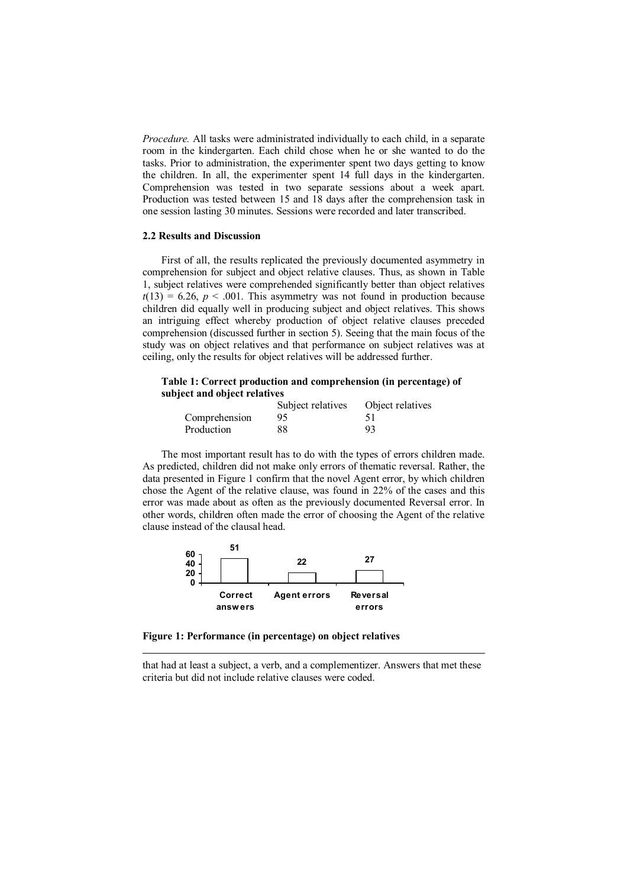*Procedure.* All tasks were administrated individually to each child, in a separate room in the kindergarten. Each child chose when he or she wanted to do the tasks. Prior to administration, the experimenter spent two days getting to know the children. In all, the experimenter spent 14 full days in the kindergarten. Comprehension was tested in two separate sessions about a week apart. Production was tested between 15 and 18 days after the comprehension task in one session lasting 30 minutes. Sessions were recorded and later transcribed.

### 2.2 Results and Discussion

First of all, the results replicated the previously documented asymmetry in comprehension for subject and object relative clauses. Thus, as shown in Table 1, subject relatives were comprehended significantly better than object relatives $t(13) = 6.26$, $p < .001$. This asymmetry was not found in production because children did equally well in producing subject and object relatives. This shows an intriguing effect whereby production of object relative clauses preceded comprehension (discussed further in section 5). Seeing that the main focus of the study was on object relatives and that performance on subject relatives was at ceiling, only the results for object relatives will be addressed further.

**Table 1: Correct production and comprehension (in percentage) of subject and object relatives**

| | Subject relatives | Object relatives |
|---|---|---|
| Comprehension | 95 | 51 |
| Production | 88 | 93 |

The most important result has to do with the types of errors children made. As predicted, children did not make only errors of thematic reversal. Rather, the data presented in Figure 1 confirm that the novel Agent error, by which children chose the Agent of the relative clause, was found in 22% of the cases and this error was made about as often as the previously documented Reversal error. In other words, children often made the error of choosing the Agent of the relative clause instead of the clausal head.

| Correct answers | Agent errors | Reversal errors |
|---|---|---|
| 51 | 22 | 27 |

**Figure 1: Performance (in percentage) on object relatives**

---

that had at least a subject, a verb, and a complementizer. Answers that met these criteria but did not include relative clauses were coded.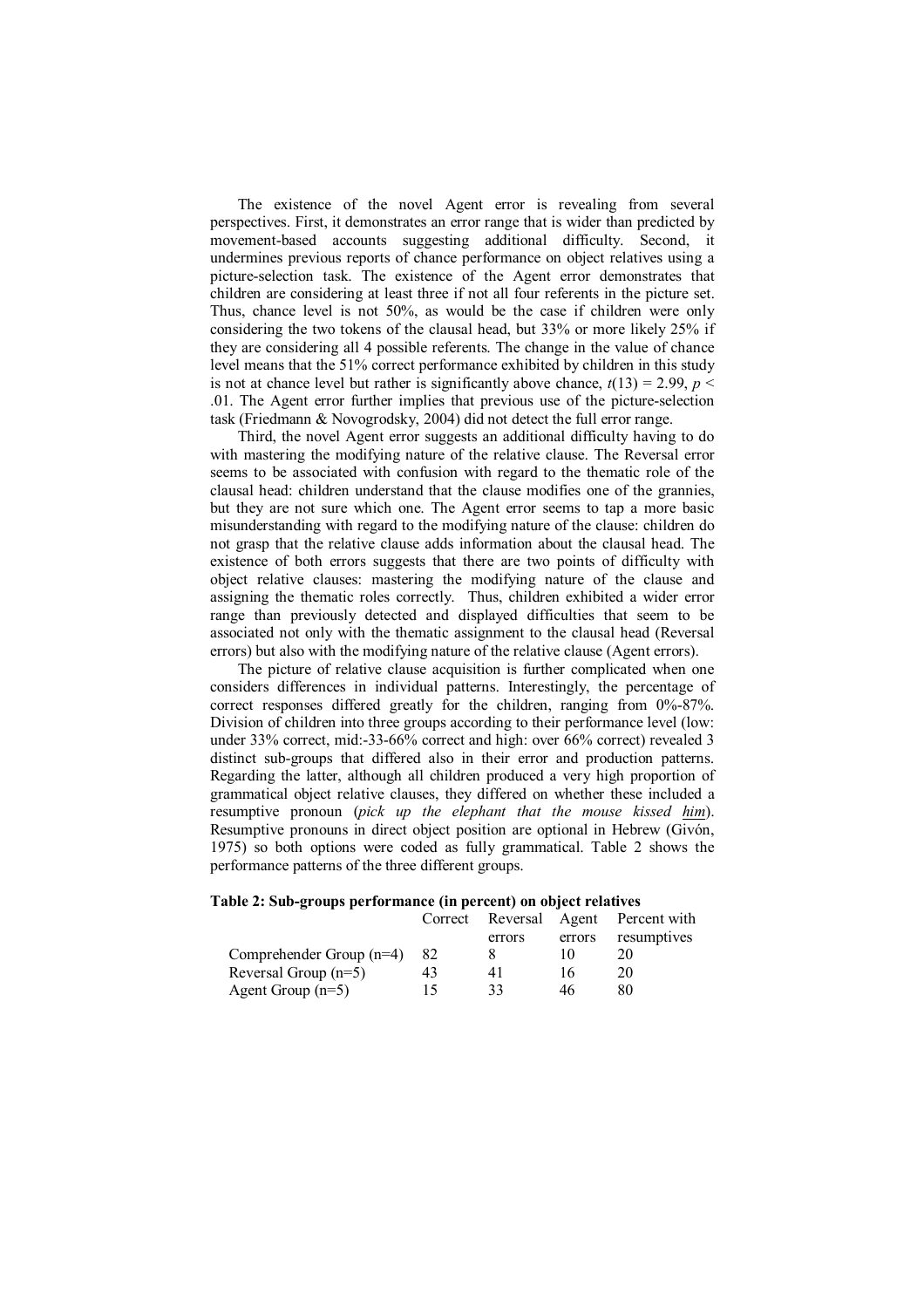The existence of the novel Agent error is revealing from several perspectives. First, it demonstrates an error range that is wider than predicted by movement-based accounts suggesting additional difficulty. Second, it undermines previous reports of chance performance on object relatives using a picture-selection task. The existence of the Agent error demonstrates that children are considering at least three if not all four referents in the picture set. Thus, chance level is not 50%, as would be the case if children were only considering the two tokens of the clausal head, but 33% or more likely 25% if they are considering all 4 possible referents. The change in the value of chance level means that the 51% correct performance exhibited by children in this study is not at chance level but rather is significantly above chance, $t(13) = 2.99$, $p < .01$. The Agent error further implies that previous use of the picture-selection task (Friedmann & Novogrodsky, 2004) did not detect the full error range.

Third, the novel Agent error suggests an additional difficulty having to do with mastering the modifying nature of the relative clause. The Reversal error seems to be associated with confusion with regard to the thematic role of the clausal head: children understand that the clause modifies one of the grannies, but they are not sure which one. The Agent error seems to tap a more basic misunderstanding with regard to the modifying nature of the clause: children do not grasp that the relative clause adds information about the clausal head. The existence of both errors suggests that there are two points of difficulty with object relative clauses: mastering the modifying nature of the clause and assigning the thematic roles correctly. Thus, children exhibited a wider error range than previously detected and displayed difficulties that seem to be associated not only with the thematic assignment to the clausal head (Reversal errors) but also with the modifying nature of the relative clause (Agent errors).

The picture of relative clause acquisition is further complicated when one considers differences in individual patterns. Interestingly, the percentage of correct responses differed greatly for the children, ranging from 0%-87%. Division of children into three groups according to their performance level (low: under 33% correct, mid:-33-66% correct and high: over 66% correct) revealed 3 distinct sub-groups that differed also in their error and production patterns. Regarding the latter, although all children produced a very high proportion of grammatical object relative clauses, they differed on whether these included a resumptive pronoun (*pick up the elephant that the mouse kissed him*). Resumptive pronouns in direct object position are optional in Hebrew (Givón, 1975) so both options were coded as fully grammatical. Table 2 shows the performance patterns of the three different groups.

**Table 2: Sub-groups performance (in percent) on object relatives**

| | Correct | Reversal errors | Agent errors | Percent with resumptives |
|---|---|---|---|---|
| Comprehender Group (n=4) | 82 | 8 | 10 | 20 |
| Reversal Group (n=5) | 43 | 41 | 16 | 20 |
| Agent Group (n=5) | 15 | 33 | 46 | 80 |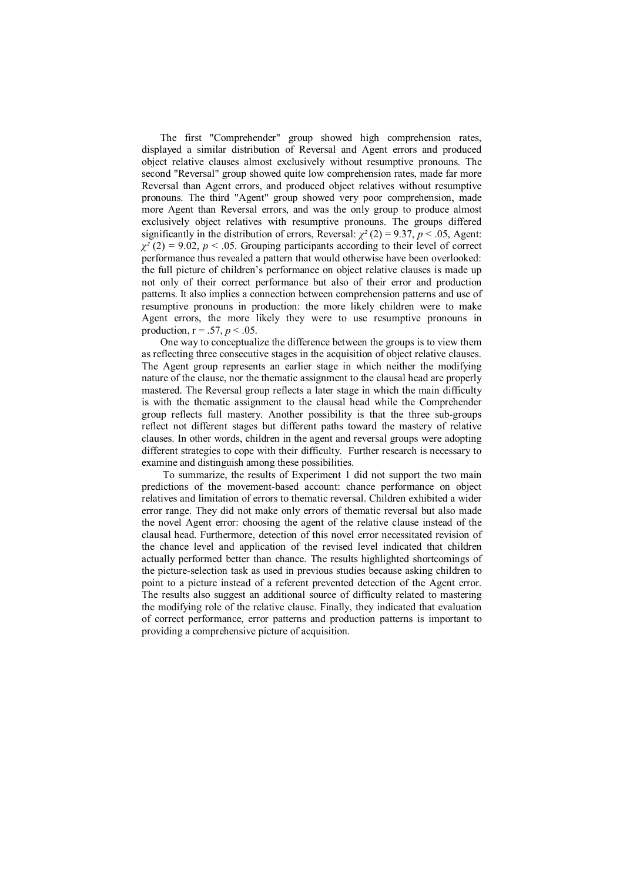The first "Comprehender" group showed high comprehension rates, displayed a similar distribution of Reversal and Agent errors and produced object relative clauses almost exclusively without resumptive pronouns. The second "Reversal" group showed quite low comprehension rates, made far more Reversal than Agent errors, and produced object relatives without resumptive pronouns. The third "Agent" group showed very poor comprehension, made more Agent than Reversal errors, and was the only group to produce almost exclusively object relatives with resumptive pronouns. The groups differed significantly in the distribution of errors, Reversal: $\chi^2(2) = 9.37$, $p < .05$, Agent: $\chi^2(2) = 9.02$, $p < .05$. Grouping participants according to their level of correct performance thus revealed a pattern that would otherwise have been overlooked: the full picture of children's performance on object relative clauses is made up not only of their correct performance but also of their error and production patterns. It also implies a connection between comprehension patterns and use of resumptive pronouns in production: the more likely children were to make Agent errors, the more likely they were to use resumptive pronouns in production, $r = .57$, $p < .05$.

One way to conceptualize the difference between the groups is to view them as reflecting three consecutive stages in the acquisition of object relative clauses. The Agent group represents an earlier stage in which neither the modifying nature of the clause, nor the thematic assignment to the clausal head are properly mastered. The Reversal group reflects a later stage in which the main difficulty is with the thematic assignment to the clausal head while the Comprehender group reflects full mastery. Another possibility is that the three sub-groups reflect not different stages but different paths toward the mastery of relative clauses. In other words, children in the agent and reversal groups were adopting different strategies to cope with their difficulty. Further research is necessary to examine and distinguish among these possibilities.

To summarize, the results of Experiment 1 did not support the two main predictions of the movement-based account: chance performance on object relatives and limitation of errors to thematic reversal. Children exhibited a wider error range. They did not make only errors of thematic reversal but also made the novel Agent error: choosing the agent of the relative clause instead of the clausal head. Furthermore, detection of this novel error necessitated revision of the chance level and application of the revised level indicated that children actually performed better than chance. The results highlighted shortcomings of the picture-selection task as used in previous studies because asking children to point to a picture instead of a referent prevented detection of the Agent error. The results also suggest an additional source of difficulty related to mastering the modifying role of the relative clause. Finally, they indicated that evaluation of correct performance, error patterns and production patterns is important to providing a comprehensive picture of acquisition.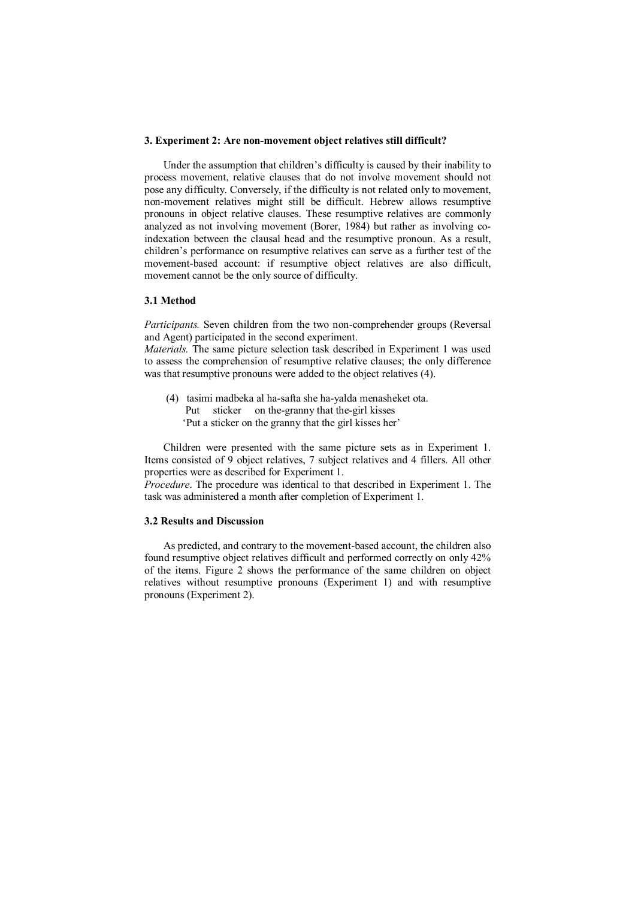### 3. Experiment 2: Are non-movement object relatives still difficult?

Under the assumption that children's difficulty is caused by their inability to process movement, relative clauses that do not involve movement should not pose any difficulty. Conversely, if the difficulty is not related only to movement, non-movement relatives might still be difficult. Hebrew allows resumptive pronouns in object relative clauses. These resumptive relatives are commonly analyzed as not involving movement (Borer, 1984) but rather as involving co-indexation between the clausal head and the resumptive pronoun. As a result, children's performance on resumptive relatives can serve as a further test of the movement-based account: if resumptive object relatives are also difficult, movement cannot be the only source of difficulty.

#### 3.1 Method

*Participants.* Seven children from the two non-comprehender groups (Reversal and Agent) participated in the second experiment.
*Materials.* The same picture selection task described in Experiment 1 was used to assess the comprehension of resumptive relative clauses; the only difference was that resumptive pronouns were added to the object relatives (4).

(4) tasimi madbeka al ha-safta she ha-yalda menasheket ota.
  Put sticker on the-granny that the-girl kisses
  'Put a sticker on the granny that the girl kisses her'

Children were presented with the same picture sets as in Experiment 1. Items consisted of 9 object relatives, 7 subject relatives and 4 fillers. All other properties were as described for Experiment 1.
*Procedure*. The procedure was identical to that described in Experiment 1. The task was administered a month after completion of Experiment 1.

#### 3.2 Results and Discussion

As predicted, and contrary to the movement-based account, the children also found resumptive object relatives difficult and performed correctly on only 42% of the items. Figure 2 shows the performance of the same children on object relatives without resumptive pronouns (Experiment 1) and with resumptive pronouns (Experiment 2).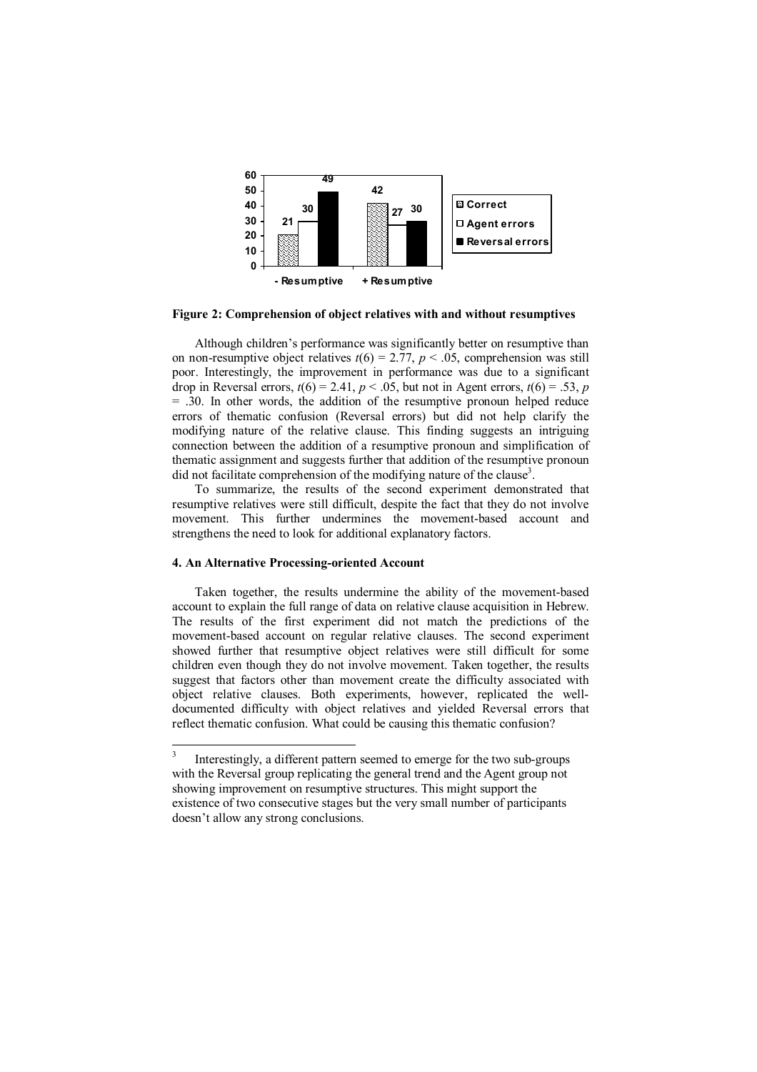**Figure 2: Comprehension of object relatives with and without resumptives**

Although children's performance was significantly better on resumptive than on non-resumptive object relatives $t(6) = 2.77$, $p < .05$, comprehension was still poor. Interestingly, the improvement in performance was due to a significant drop in Reversal errors, $t(6) = 2.41$, $p < .05$, but not in Agent errors, $t(6) = .53$, $p = .30$. In other words, the addition of the resumptive pronoun helped reduce errors of thematic confusion (Reversal errors) but did not help clarify the modifying nature of the relative clause. This finding suggests an intriguing connection between the addition of a resumptive pronoun and simplification of thematic assignment and suggests further that addition of the resumptive pronoun did not facilitate comprehension of the modifying nature of the clause[3].

To summarize, the results of the second experiment demonstrated that resumptive relatives were still difficult, despite the fact that they do not involve movement. This further undermines the movement-based account and strengthens the need to look for additional explanatory factors.

### 4. An Alternative Processing-oriented Account

Taken together, the results undermine the ability of the movement-based account to explain the full range of data on relative clause acquisition in Hebrew. The results of the first experiment did not match the predictions of the movement-based account on regular relative clauses. The second experiment showed further that resumptive object relatives were still difficult for some children even though they do not involve movement. Taken together, the results suggest that factors other than movement create the difficulty associated with object relative clauses. Both experiments, however, replicated the well-documented difficulty with object relatives and yielded Reversal errors that reflect thematic confusion. What could be causing this thematic confusion?

---

[3] Interestingly, a different pattern seemed to emerge for the two sub-groups with the Reversal group replicating the general trend and the Agent group not showing improvement on resumptive structures. This might support the existence of two consecutive stages but the very small number of participants doesn't allow any strong conclusions.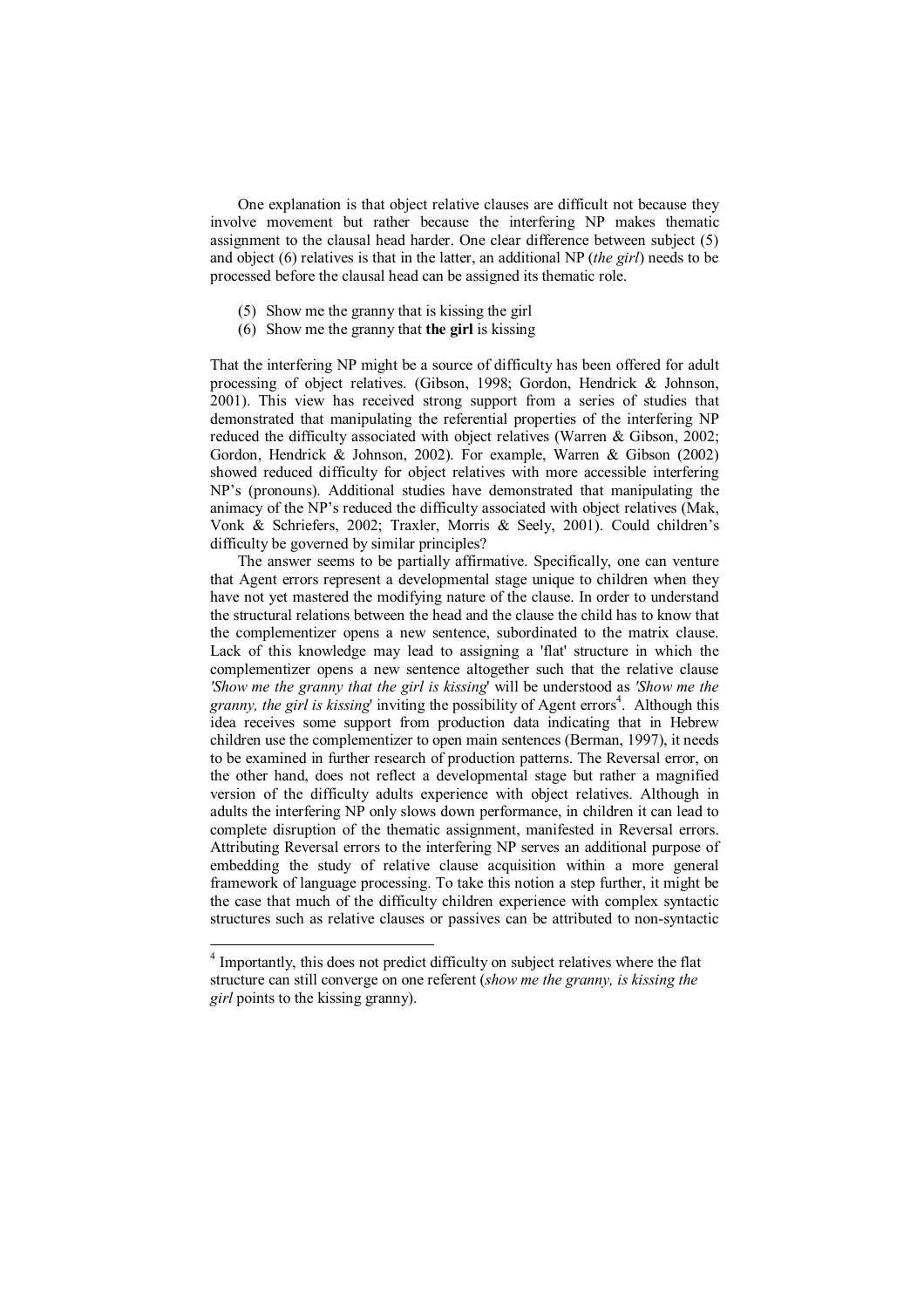One explanation is that object relative clauses are difficult not because they involve movement but rather because the interfering NP makes thematic assignment to the clausal head harder. One clear difference between subject (5) and object (6) relatives is that in the latter, an additional NP (*the girl*) needs to be processed before the clausal head can be assigned its thematic role.

(5) Show me the granny that is kissing the girl
(6) Show me the granny that **the girl** is kissing

That the interfering NP might be a source of difficulty has been offered for adult processing of object relatives. (Gibson, 1998; Gordon, Hendrick & Johnson, 2001). This view has received strong support from a series of studies that demonstrated that manipulating the referential properties of the interfering NP reduced the difficulty associated with object relatives (Warren & Gibson, 2002; Gordon, Hendrick & Johnson, 2002). For example, Warren & Gibson (2002) showed reduced difficulty for object relatives with more accessible interfering NP's (pronouns). Additional studies have demonstrated that manipulating the animacy of the NP's reduced the difficulty associated with object relatives (Mak, Vonk & Schriefers, 2002; Traxler, Morris & Seely, 2001). Could children's difficulty be governed by similar principles?

The answer seems to be partially affirmative. Specifically, one can venture that Agent errors represent a developmental stage unique to children when they have not yet mastered the modifying nature of the clause. In order to understand the structural relations between the head and the clause the child has to know that the complementizer opens a new sentence, subordinated to the matrix clause. Lack of this knowledge may lead to assigning a 'flat' structure in which the complementizer opens a new sentence altogether such that the relative clause *'Show me the granny that the girl is kissing'* will be understood as *'Show me the granny, the girl is kissing'* inviting the possibility of Agent errors[4]. Although this idea receives some support from production data indicating that in Hebrew children use the complementizer to open main sentences (Berman, 1997), it needs to be examined in further research of production patterns. The Reversal error, on the other hand, does not reflect a developmental stage but rather a magnified version of the difficulty adults experience with object relatives. Although in adults the interfering NP only slows down performance, in children it can lead to complete disruption of the thematic assignment, manifested in Reversal errors. Attributing Reversal errors to the interfering NP serves an additional purpose of embedding the study of relative clause acquisition within a more general framework of language processing. To take this notion a step further, it might be the case that much of the difficulty children experience with complex syntactic structures such as relative clauses or passives can be attributed to non-syntactic

[4] Importantly, this does not predict difficulty on subject relatives where the flat structure can still converge on one referent (*show me the granny, is kissing the girl* points to the kissing granny).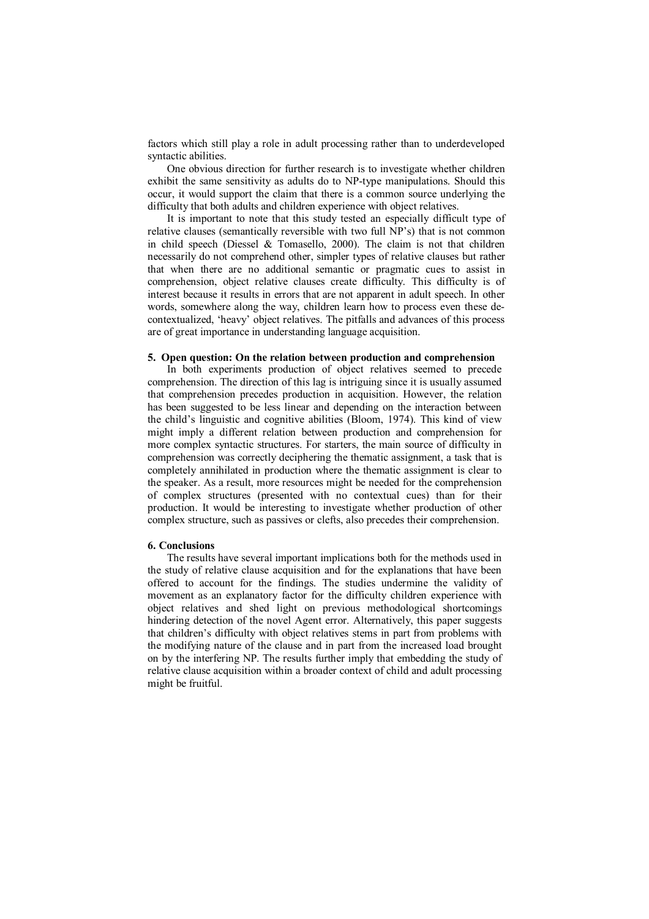factors which still play a role in adult processing rather than to underdeveloped syntactic abilities.

One obvious direction for further research is to investigate whether children exhibit the same sensitivity as adults do to NP-type manipulations. Should this occur, it would support the claim that there is a common source underlying the difficulty that both adults and children experience with object relatives.

It is important to note that this study tested an especially difficult type of relative clauses (semantically reversible with two full NP's) that is not common in child speech (Diessel & Tomasello, 2000). The claim is not that children necessarily do not comprehend other, simpler types of relative clauses but rather that when there are no additional semantic or pragmatic cues to assist in comprehension, object relative clauses create difficulty. This difficulty is of interest because it results in errors that are not apparent in adult speech. In other words, somewhere along the way, children learn how to process even these de-contextualized, 'heavy' object relatives. The pitfalls and advances of this process are of great importance in understanding language acquisition.

## 5. Open question: On the relation between production and comprehension

In both experiments production of object relatives seemed to precede comprehension. The direction of this lag is intriguing since it is usually assumed that comprehension precedes production in acquisition. However, the relation has been suggested to be less linear and depending on the interaction between the child's linguistic and cognitive abilities (Bloom, 1974). This kind of view might imply a different relation between production and comprehension for more complex syntactic structures. For starters, the main source of difficulty in comprehension was correctly deciphering the thematic assignment, a task that is completely annihilated in production where the thematic assignment is clear to the speaker. As a result, more resources might be needed for the comprehension of complex structures (presented with no contextual cues) than for their production. It would be interesting to investigate whether production of other complex structure, such as passives or clefts, also precedes their comprehension.

## 6. Conclusions

The results have several important implications both for the methods used in the study of relative clause acquisition and for the explanations that have been offered to account for the findings. The studies undermine the validity of movement as an explanatory factor for the difficulty children experience with object relatives and shed light on previous methodological shortcomings hindering detection of the novel Agent error. Alternatively, this paper suggests that children's difficulty with object relatives stems in part from problems with the modifying nature of the clause and in part from the increased load brought on by the interfering NP. The results further imply that embedding the study of relative clause acquisition within a broader context of child and adult processing might be fruitful.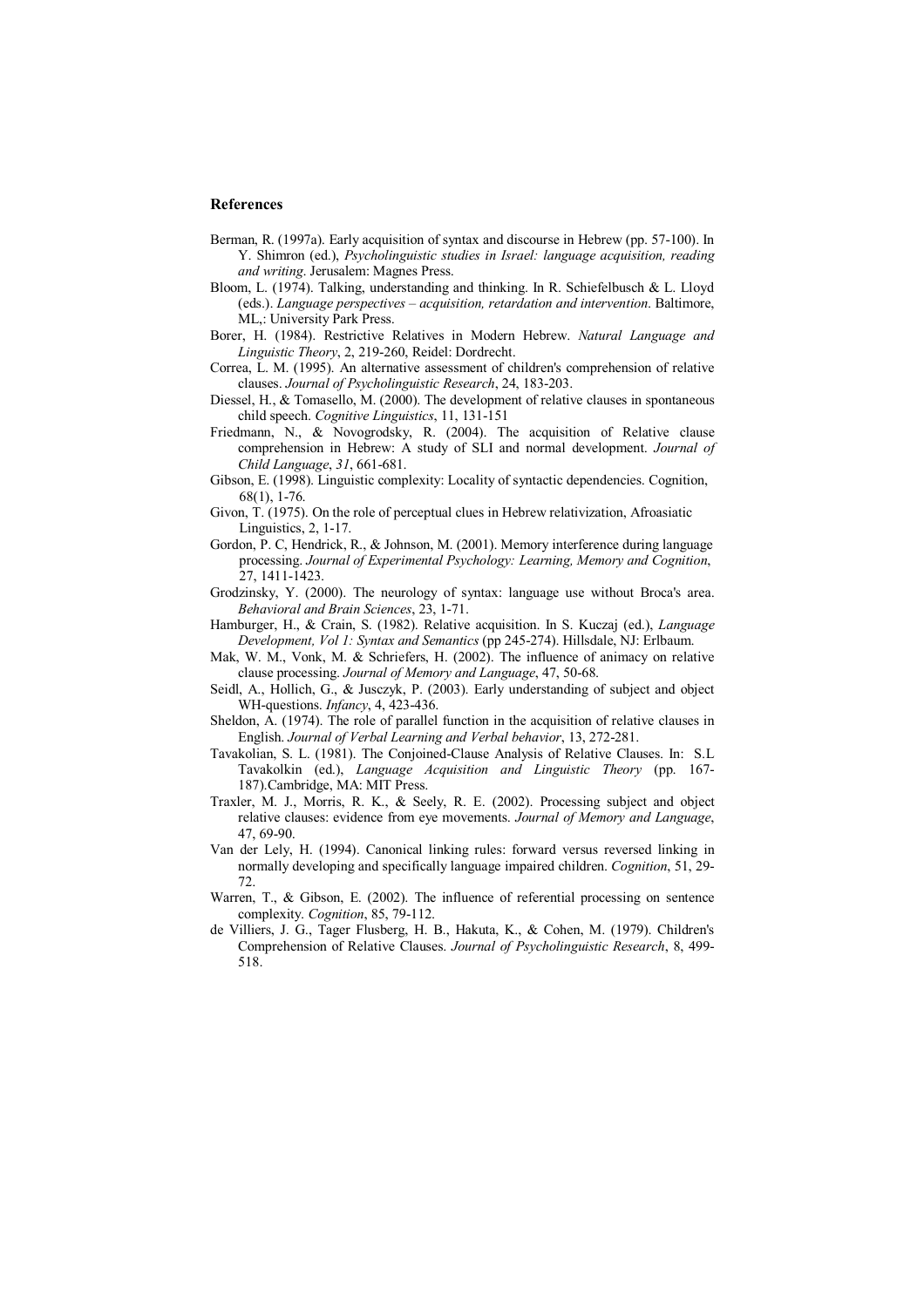## References

Berman, R. (1997a). Early acquisition of syntax and discourse in Hebrew (pp. 57-100). In Y. Shimron (ed.), *Psycholinguistic studies in Israel: language acquisition, reading and writing*. Jerusalem: Magnes Press.

Bloom, L. (1974). Talking, understanding and thinking. In R. Schiefelbusch & L. Lloyd (eds.). *Language perspectives – acquisition, retardation and intervention*. Baltimore, ML,: University Park Press.

Borer, H. (1984). Restrictive Relatives in Modern Hebrew. *Natural Language and Linguistic Theory*, 2, 219-260, Reidel: Dordrecht.

Correa, L. M. (1995). An alternative assessment of children's comprehension of relative clauses. *Journal of Psycholinguistic Research*, 24, 183-203.

Diessel, H., & Tomasello, M. (2000). The development of relative clauses in spontaneous child speech. *Cognitive Linguistics*, 11, 131-151

Friedmann, N., & Novogrodsky, R. (2004). The acquisition of Relative clause comprehension in Hebrew: A study of SLI and normal development. *Journal of Child Language*, *31*, 661-681.

Gibson, E. (1998). Linguistic complexity: Locality of syntactic dependencies. Cognition, 68(1), 1-76.

Givon, T. (1975). On the role of perceptual clues in Hebrew relativization, Afroasiatic Linguistics, 2, 1-17.

Gordon, P. C, Hendrick, R., & Johnson, M. (2001). Memory interference during language processing. *Journal of Experimental Psychology: Learning, Memory and Cognition*, 27, 1411-1423.

Grodzinsky, Y. (2000). The neurology of syntax: language use without Broca's area. *Behavioral and Brain Sciences*, 23, 1-71.

Hamburger, H., & Crain, S. (1982). Relative acquisition. In S. Kuczaj (ed.), *Language Development, Vol 1: Syntax and Semantics* (pp 245-274). Hillsdale, NJ: Erlbaum.

Mak, W. M., Vonk, M. & Schriefers, H. (2002). The influence of animacy on relative clause processing. *Journal of Memory and Language*, 47, 50-68.

Seidl, A., Hollich, G., & Jusczyk, P. (2003). Early understanding of subject and object WH-questions. *Infancy*, 4, 423-436.

Sheldon, A. (1974). The role of parallel function in the acquisition of relative clauses in English. *Journal of Verbal Learning and Verbal behavior*, 13, 272-281.

Tavakolian, S. L. (1981). The Conjoined-Clause Analysis of Relative Clauses. In: S.L Tavakolkin (ed.), *Language Acquisition and Linguistic Theory* (pp. 167-187).Cambridge, MA: MIT Press.

Traxler, M. J., Morris, R. K., & Seely, R. E. (2002). Processing subject and object relative clauses: evidence from eye movements. *Journal of Memory and Language*, 47, 69-90.

Van der Lely, H. (1994). Canonical linking rules: forward versus reversed linking in normally developing and specifically language impaired children. *Cognition*, 51, 29-72.

Warren, T., & Gibson, E. (2002). The influence of referential processing on sentence complexity. *Cognition*, 85, 79-112.

de Villiers, J. G., Tager Flusberg, H. B., Hakuta, K., & Cohen, M. (1979). Children's Comprehension of Relative Clauses. *Journal of Psycholinguistic Research*, 8, 499-518.